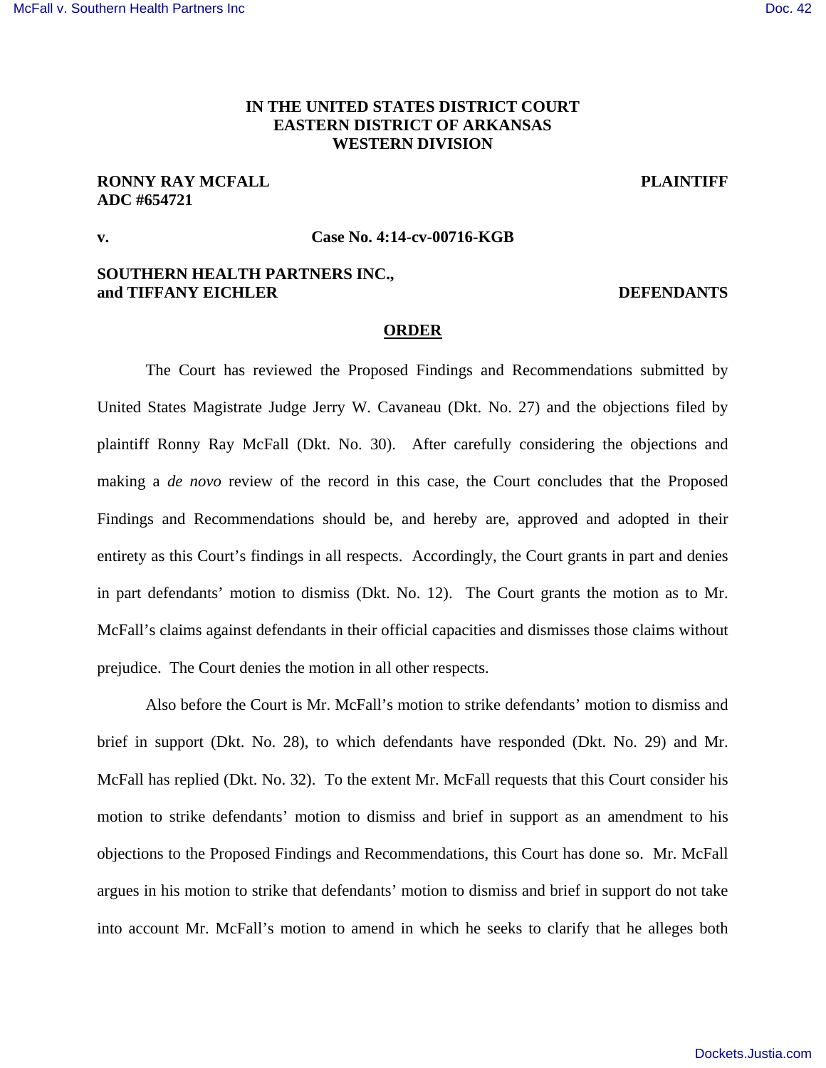**IN THE UNITED STATES DISTRICT COURT**
**EASTERN DISTRICT OF ARKANSAS**
**WESTERN DIVISION**

**RONNY RAY MCFALL** **PLAINTIFF**
**ADC #654721**

**v.** **Case No. 4:14-cv-00716-KGB**

**SOUTHERN HEALTH PARTNERS INC.,**
**and TIFFANY EICHLER** **DEFENDANTS**

**ORDER**

The Court has reviewed the Proposed Findings and Recommendations submitted by United States Magistrate Judge Jerry W. Cavaneau (Dkt. No. 27) and the objections filed by plaintiff Ronny Ray McFall (Dkt. No. 30). After carefully considering the objections and making a *de novo* review of the record in this case, the Court concludes that the Proposed Findings and Recommendations should be, and hereby are, approved and adopted in their entirety as this Court's findings in all respects. Accordingly, the Court grants in part and denies in part defendants' motion to dismiss (Dkt. No. 12). The Court grants the motion as to Mr. McFall's claims against defendants in their official capacities and dismisses those claims without prejudice. The Court denies the motion in all other respects.

Also before the Court is Mr. McFall's motion to strike defendants' motion to dismiss and brief in support (Dkt. No. 28), to which defendants have responded (Dkt. No. 29) and Mr. McFall has replied (Dkt. No. 32). To the extent Mr. McFall requests that this Court consider his motion to strike defendants' motion to dismiss and brief in support as an amendment to his objections to the Proposed Findings and Recommendations, this Court has done so. Mr. McFall argues in his motion to strike that defendants' motion to dismiss and brief in support do not take into account Mr. McFall's motion to amend in which he seeks to clarify that he alleges both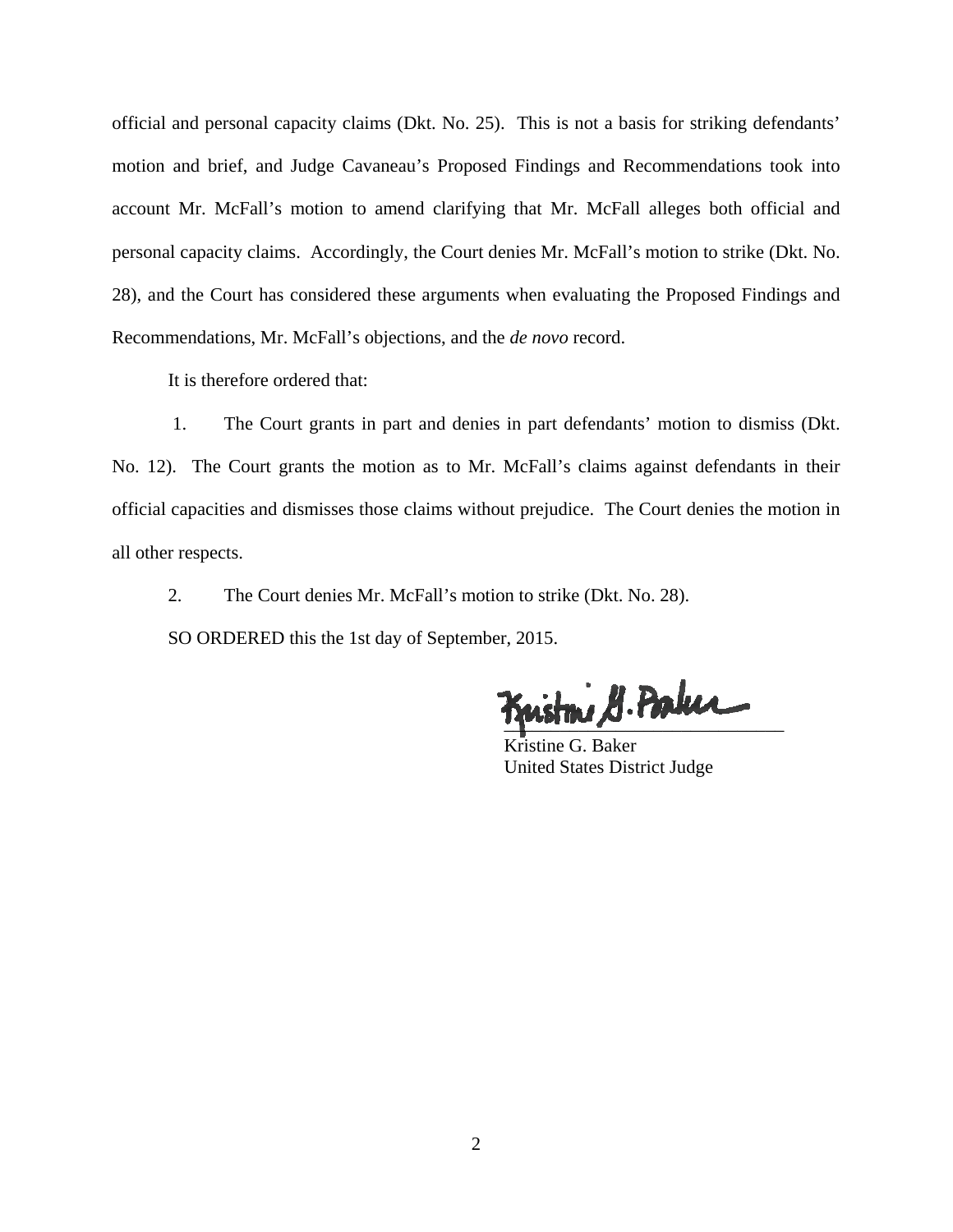official and personal capacity claims (Dkt. No. 25). This is not a basis for striking defendants' motion and brief, and Judge Cavaneau's Proposed Findings and Recommendations took into account Mr. McFall's motion to amend clarifying that Mr. McFall alleges both official and personal capacity claims. Accordingly, the Court denies Mr. McFall's motion to strike (Dkt. No. 28), and the Court has considered these arguments when evaluating the Proposed Findings and Recommendations, Mr. McFall's objections, and the *de novo* record.

It is therefore ordered that:

1. The Court grants in part and denies in part defendants' motion to dismiss (Dkt. No. 12). The Court grants the motion as to Mr. McFall's claims against defendants in their official capacities and dismisses those claims without prejudice. The Court denies the motion in all other respects.

2. The Court denies Mr. McFall's motion to strike (Dkt. No. 28).

SO ORDERED this the 1st day of September, 2015.

Kristine G. Baker
United States District Judge